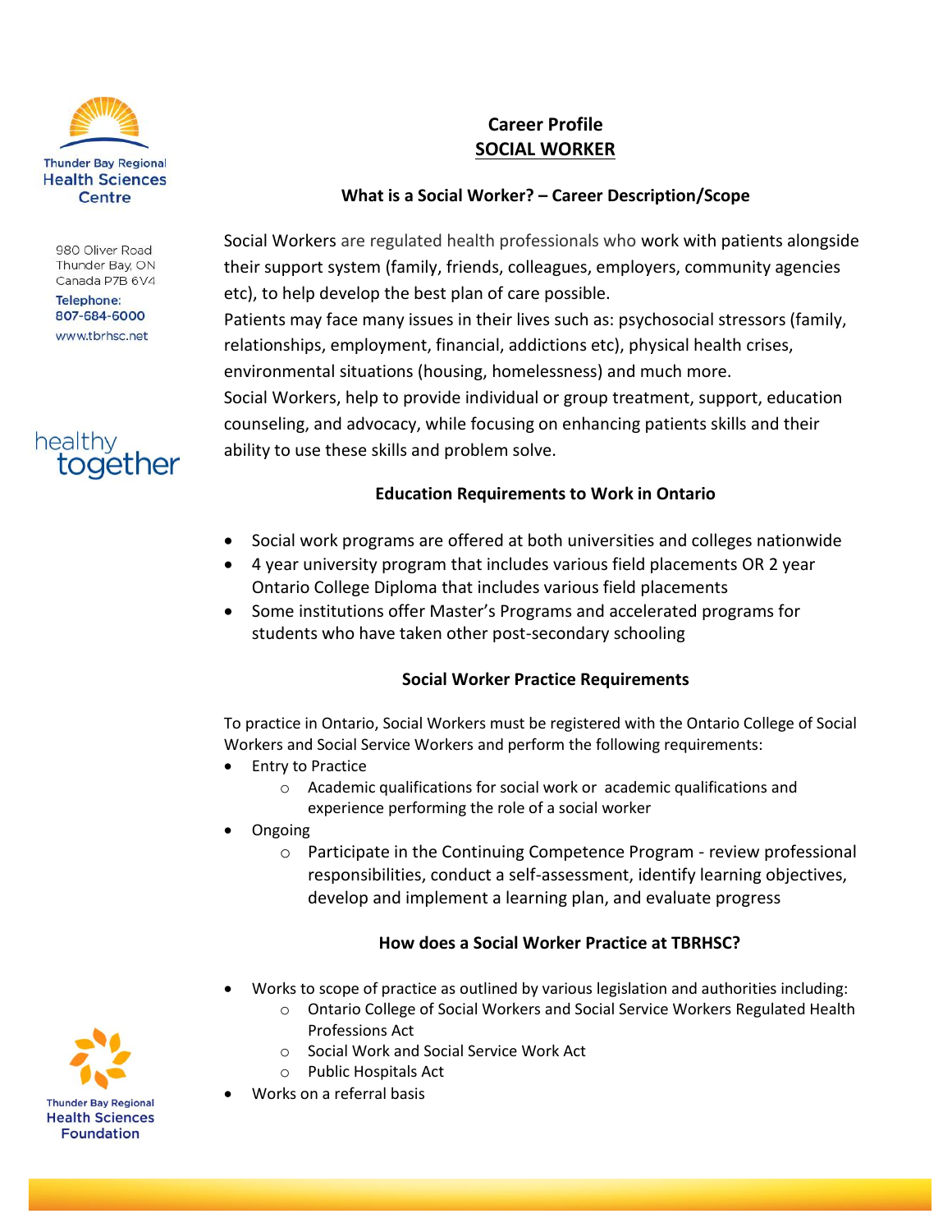Thunder Bay Regional Health Sciences Centre

980 Oliver Road
Thunder Bay, ON
Canada P7B 6V4

Telephone:
807-684-6000

www.tbrhsc.net

healthy together

# Career Profile
# SOCIAL WORKER

## What is a Social Worker? – Career Description/Scope

Social Workers are regulated health professionals who work with patients alongside their support system (family, friends, colleagues, employers, community agencies etc), to help develop the best plan of care possible.

Patients may face many issues in their lives such as: psychosocial stressors (family, relationships, employment, financial, addictions etc), physical health crises, environmental situations (housing, homelessness) and much more.

Social Workers, help to provide individual or group treatment, support, education counseling, and advocacy, while focusing on enhancing patients skills and their ability to use these skills and problem solve.

## Education Requirements to Work in Ontario

- Social work programs are offered at both universities and colleges nationwide
- 4 year university program that includes various field placements OR 2 year Ontario College Diploma that includes various field placements
- Some institutions offer Master's Programs and accelerated programs for students who have taken other post-secondary schooling

## Social Worker Practice Requirements

To practice in Ontario, Social Workers must be registered with the Ontario College of Social Workers and Social Service Workers and perform the following requirements:

- Entry to Practice
    - Academic qualifications for social work or academic qualifications and experience performing the role of a social worker
- Ongoing
    - Participate in the Continuing Competence Program - review professional responsibilities, conduct a self-assessment, identify learning objectives, develop and implement a learning plan, and evaluate progress

## How does a Social Worker Practice at TBRHSC?

- Works to scope of practice as outlined by various legislation and authorities including:
    - Ontario College of Social Workers and Social Service Workers Regulated Health Professions Act
    - Social Work and Social Service Work Act
    - Public Hospitals Act
- Works on a referral basis

Thunder Bay Regional Health Sciences Foundation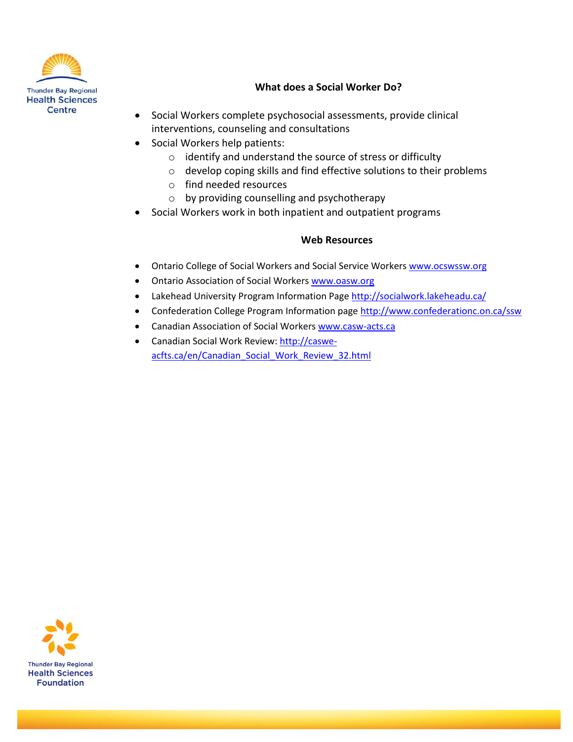## What does a Social Worker Do?

- Social Workers complete psychosocial assessments, provide clinical interventions, counseling and consultations
- Social Workers help patients:
  - identify and understand the source of stress or difficulty
  - develop coping skills and find effective solutions to their problems
  - find needed resources
  - by providing counselling and psychotherapy
- Social Workers work in both inpatient and outpatient programs

## Web Resources

- Ontario College of Social Workers and Social Service Workers www.ocswssw.org
- Ontario Association of Social Workers www.oasw.org
- Lakehead University Program Information Page http://socialwork.lakeheadu.ca/
- Confederation College Program Information page http://www.confederationc.on.ca/ssw
- Canadian Association of Social Workers www.casw-acts.ca
- Canadian Social Work Review: http://caswe-acfts.ca/en/Canadian_Social_Work_Review_32.html